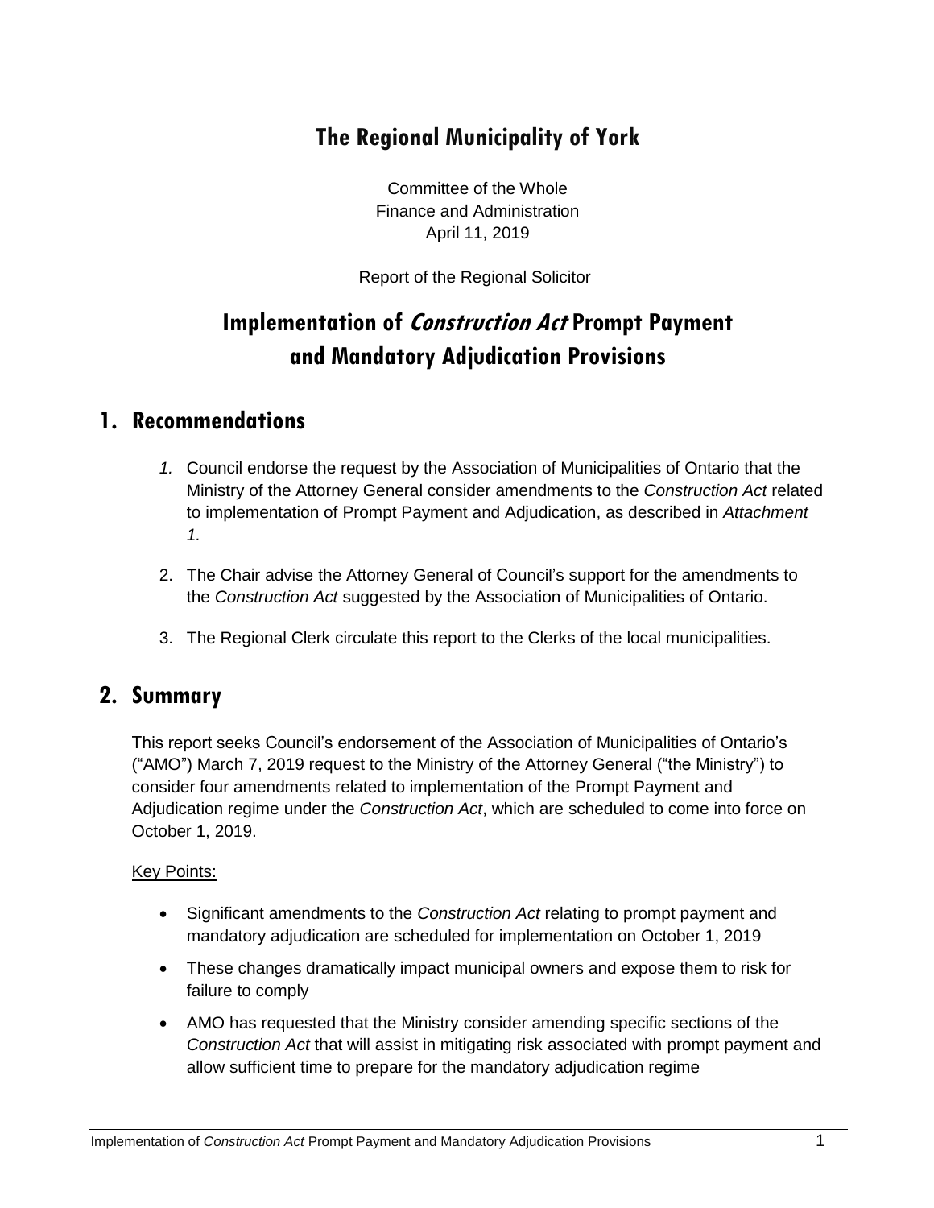# The Regional Municipality of York

Committee of the Whole
Finance and Administration
April 11, 2019

Report of the Regional Solicitor

# Implementation of *Construction Act* Prompt Payment and Mandatory Adjudication Provisions

## 1. Recommendations

1. Council endorse the request by the Association of Municipalities of Ontario that the Ministry of the Attorney General consider amendments to the *Construction Act* related to implementation of Prompt Payment and Adjudication, as described in *Attachment 1.*
2. The Chair advise the Attorney General of Council's support for the amendments to the *Construction Act* suggested by the Association of Municipalities of Ontario.
3. The Regional Clerk circulate this report to the Clerks of the local municipalities.

## 2. Summary

This report seeks Council's endorsement of the Association of Municipalities of Ontario's ("AMO") March 7, 2019 request to the Ministry of the Attorney General ("the Ministry") to consider four amendments related to implementation of the Prompt Payment and Adjudication regime under the *Construction Act*, which are scheduled to come into force on October 1, 2019.

<u>Key Points:</u>

- Significant amendments to the *Construction Act* relating to prompt payment and mandatory adjudication are scheduled for implementation on October 1, 2019
- These changes dramatically impact municipal owners and expose them to risk for failure to comply
- AMO has requested that the Ministry consider amending specific sections of the *Construction Act* that will assist in mitigating risk associated with prompt payment and allow sufficient time to prepare for the mandatory adjudication regime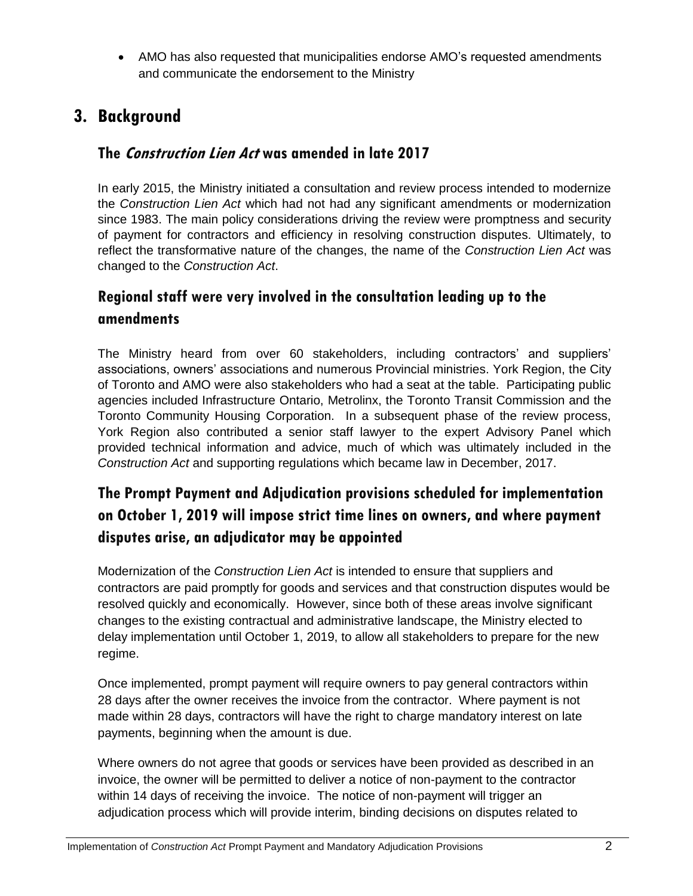- AMO has also requested that municipalities endorse AMO's requested amendments and communicate the endorsement to the Ministry

# 3. Background

## The *Construction Lien Act* was amended in late 2017

In early 2015, the Ministry initiated a consultation and review process intended to modernize the *Construction Lien Act* which had not had any significant amendments or modernization since 1983. The main policy considerations driving the review were promptness and security of payment for contractors and efficiency in resolving construction disputes. Ultimately, to reflect the transformative nature of the changes, the name of the *Construction Lien Act* was changed to the *Construction Act*.

## Regional staff were very involved in the consultation leading up to the amendments

The Ministry heard from over 60 stakeholders, including contractors' and suppliers' associations, owners' associations and numerous Provincial ministries. York Region, the City of Toronto and AMO were also stakeholders who had a seat at the table. Participating public agencies included Infrastructure Ontario, Metrolinx, the Toronto Transit Commission and the Toronto Community Housing Corporation. In a subsequent phase of the review process, York Region also contributed a senior staff lawyer to the expert Advisory Panel which provided technical information and advice, much of which was ultimately included in the *Construction Act* and supporting regulations which became law in December, 2017.

## The Prompt Payment and Adjudication provisions scheduled for implementation on October 1, 2019 will impose strict time lines on owners, and where payment disputes arise, an adjudicator may be appointed

Modernization of the *Construction Lien Act* is intended to ensure that suppliers and contractors are paid promptly for goods and services and that construction disputes would be resolved quickly and economically. However, since both of these areas involve significant changes to the existing contractual and administrative landscape, the Ministry elected to delay implementation until October 1, 2019, to allow all stakeholders to prepare for the new regime.

Once implemented, prompt payment will require owners to pay general contractors within 28 days after the owner receives the invoice from the contractor. Where payment is not made within 28 days, contractors will have the right to charge mandatory interest on late payments, beginning when the amount is due.

Where owners do not agree that goods or services have been provided as described in an invoice, the owner will be permitted to deliver a notice of non-payment to the contractor within 14 days of receiving the invoice. The notice of non-payment will trigger an adjudication process which will provide interim, binding decisions on disputes related to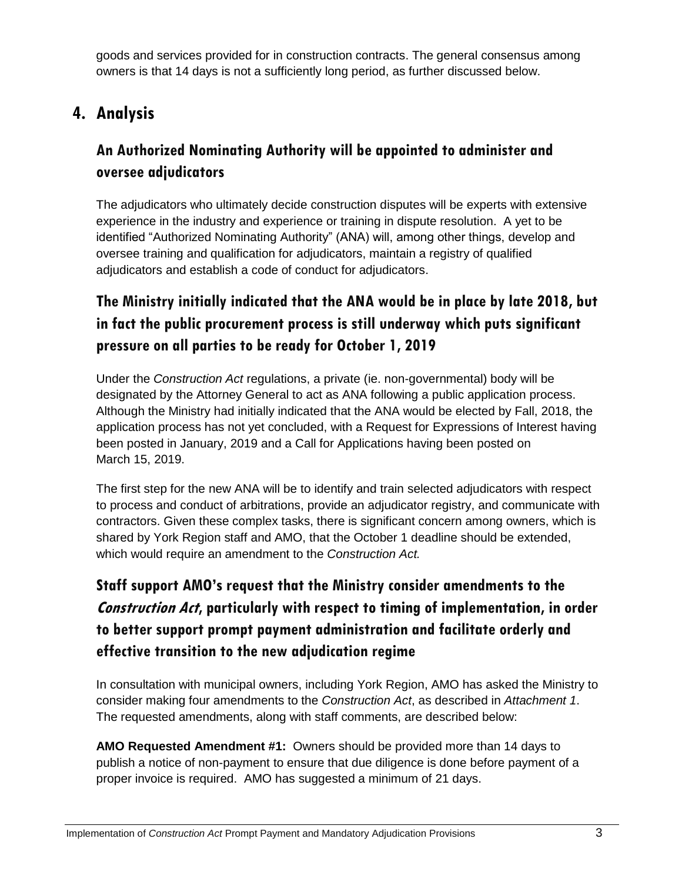goods and services provided for in construction contracts. The general consensus among owners is that 14 days is not a sufficiently long period, as further discussed below.

# 4. Analysis

## An Authorized Nominating Authority will be appointed to administer and oversee adjudicators

The adjudicators who ultimately decide construction disputes will be experts with extensive experience in the industry and experience or training in dispute resolution. A yet to be identified "Authorized Nominating Authority" (ANA) will, among other things, develop and oversee training and qualification for adjudicators, maintain a registry of qualified adjudicators and establish a code of conduct for adjudicators.

## The Ministry initially indicated that the ANA would be in place by late 2018, but in fact the public procurement process is still underway which puts significant pressure on all parties to be ready for October 1, 2019

Under the *Construction Act* regulations, a private (ie. non-governmental) body will be designated by the Attorney General to act as ANA following a public application process. Although the Ministry had initially indicated that the ANA would be elected by Fall, 2018, the application process has not yet concluded, with a Request for Expressions of Interest having been posted in January, 2019 and a Call for Applications having been posted on March 15, 2019.

The first step for the new ANA will be to identify and train selected adjudicators with respect to process and conduct of arbitrations, provide an adjudicator registry, and communicate with contractors. Given these complex tasks, there is significant concern among owners, which is shared by York Region staff and AMO, that the October 1 deadline should be extended, which would require an amendment to the *Construction Act.*

## Staff support AMO's request that the Ministry consider amendments to the *Construction Act*, particularly with respect to timing of implementation, in order to better support prompt payment administration and facilitate orderly and effective transition to the new adjudication regime

In consultation with municipal owners, including York Region, AMO has asked the Ministry to consider making four amendments to the *Construction Act*, as described in *Attachment 1*. The requested amendments, along with staff comments, are described below:

**AMO Requested Amendment #1:** Owners should be provided more than 14 days to publish a notice of non-payment to ensure that due diligence is done before payment of a proper invoice is required. AMO has suggested a minimum of 21 days.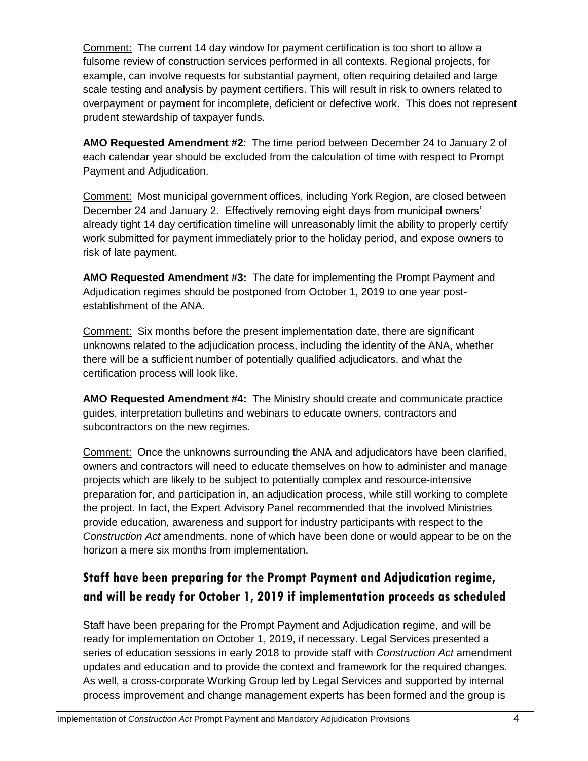Comment: The current 14 day window for payment certification is too short to allow a fulsome review of construction services performed in all contexts. Regional projects, for example, can involve requests for substantial payment, often requiring detailed and large scale testing and analysis by payment certifiers. This will result in risk to owners related to overpayment or payment for incomplete, deficient or defective work. This does not represent prudent stewardship of taxpayer funds.

**AMO Requested Amendment #2**: The time period between December 24 to January 2 of each calendar year should be excluded from the calculation of time with respect to Prompt Payment and Adjudication.

Comment: Most municipal government offices, including York Region, are closed between December 24 and January 2. Effectively removing eight days from municipal owners' already tight 14 day certification timeline will unreasonably limit the ability to properly certify work submitted for payment immediately prior to the holiday period, and expose owners to risk of late payment.

**AMO Requested Amendment #3:** The date for implementing the Prompt Payment and Adjudication regimes should be postponed from October 1, 2019 to one year post-establishment of the ANA.

Comment: Six months before the present implementation date, there are significant unknowns related to the adjudication process, including the identity of the ANA, whether there will be a sufficient number of potentially qualified adjudicators, and what the certification process will look like.

**AMO Requested Amendment #4:** The Ministry should create and communicate practice guides, interpretation bulletins and webinars to educate owners, contractors and subcontractors on the new regimes.

Comment: Once the unknowns surrounding the ANA and adjudicators have been clarified, owners and contractors will need to educate themselves on how to administer and manage projects which are likely to be subject to potentially complex and resource-intensive preparation for, and participation in, an adjudication process, while still working to complete the project. In fact, the Expert Advisory Panel recommended that the involved Ministries provide education, awareness and support for industry participants with respect to the *Construction Act* amendments, none of which have been done or would appear to be on the horizon a mere six months from implementation.

## Staff have been preparing for the Prompt Payment and Adjudication regime, and will be ready for October 1, 2019 if implementation proceeds as scheduled

Staff have been preparing for the Prompt Payment and Adjudication regime, and will be ready for implementation on October 1, 2019, if necessary. Legal Services presented a series of education sessions in early 2018 to provide staff with *Construction Act* amendment updates and education and to provide the context and framework for the required changes. As well, a cross-corporate Working Group led by Legal Services and supported by internal process improvement and change management experts has been formed and the group is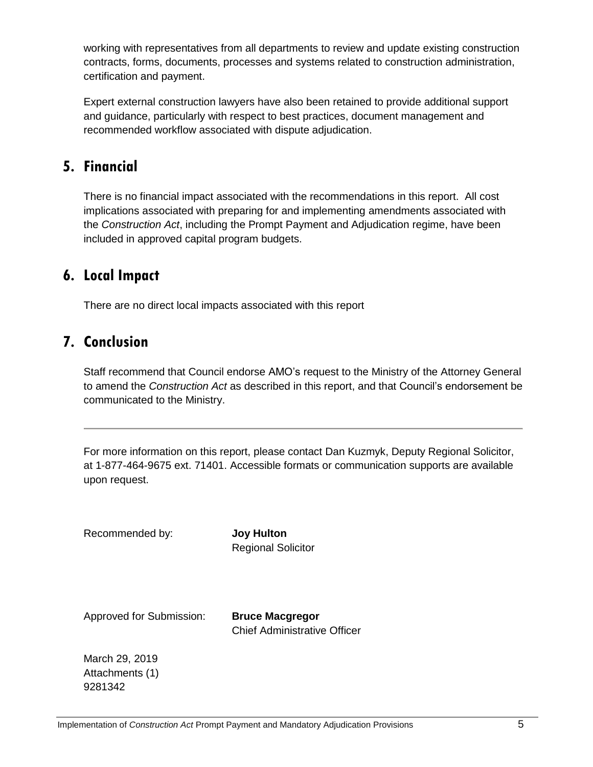working with representatives from all departments to review and update existing construction contracts, forms, documents, processes and systems related to construction administration, certification and payment.

Expert external construction lawyers have also been retained to provide additional support and guidance, particularly with respect to best practices, document management and recommended workflow associated with dispute adjudication.

## 5. Financial

There is no financial impact associated with the recommendations in this report. All cost implications associated with preparing for and implementing amendments associated with the *Construction Act*, including the Prompt Payment and Adjudication regime, have been included in approved capital program budgets.

## 6. Local Impact

There are no direct local impacts associated with this report

## 7. Conclusion

Staff recommend that Council endorse AMO's request to the Ministry of the Attorney General to amend the *Construction Act* as described in this report, and that Council's endorsement be communicated to the Ministry.

---

For more information on this report, please contact Dan Kuzmyk, Deputy Regional Solicitor, at 1-877-464-9675 ext. 71401. Accessible formats or communication supports are available upon request.

Recommended by: **Joy Hulton**
Regional Solicitor

Approved for Submission: **Bruce Macgregor**
Chief Administrative Officer

March 29, 2019
Attachments (1)
9281342